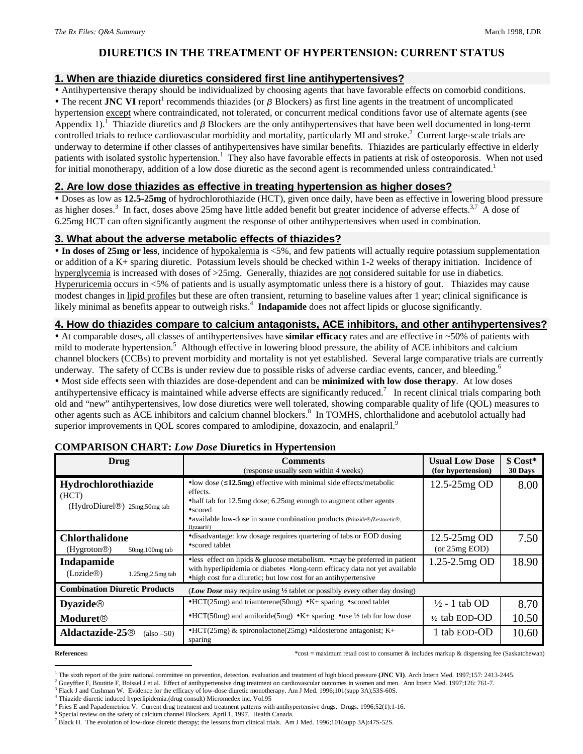# DIURETICS IN THE TREATMENT OF HYPERTENSION: CURRENT STATUS

## 1. When are thiazide diuretics considered first line antihypertensives?

• Antihypertensive therapy should be individualized by choosing agents that have favorable effects on comorbid conditions.
• The recent **JNC VI** report[1] recommends thiazides (or β Blockers) as first line agents in the treatment of uncomplicated hypertension except where contraindicated, not tolerated, or concurrent medical conditions favor use of alternate agents (see Appendix 1).[1] Thiazide diuretics and β Blockers are the only antihypertensives that have been well documented in long-term controlled trials to reduce cardiovascular morbidity and mortality, particularly MI and stroke.[2] Current large-scale trials are underway to determine if other classes of antihypertensives have similar benefits. Thiazides are particularly effective in elderly patients with isolated systolic hypertension.[1] They also have favorable effects in patients at risk of osteoporosis. When not used for initial monotherapy, addition of a low dose diuretic as the second agent is recommended unless contraindicated.[1]

## 2. Are low dose thiazides as effective in treating hypertension as higher doses?

• Doses as low as **12.5-25mg** of hydrochlorothiazide (HCT), given once daily, have been as effective in lowering blood pressure as higher doses.[3] In fact, doses above 25mg have little added benefit but greater incidence of adverse effects.[3,7] A dose of 6.25mg HCT can often significantly augment the response of other antihypertensives when used in combination.

## 3. What about the adverse metabolic effects of thiazides?

• **In doses of 25mg or less**, incidence of hypokalemia is <5%, and few patients will actually require potassium supplementation or addition of a K+ sparing diuretic. Potassium levels should be checked within 1-2 weeks of therapy initiation. Incidence of hyperglycemia is increased with doses of >25mg. Generally, thiazides are not considered suitable for use in diabetics. Hyperuricemia occurs in <5% of patients and is usually asymptomatic unless there is a history of gout. Thiazides may cause modest changes in lipid profiles but these are often transient, returning to baseline values after 1 year; clinical significance is likely minimal as benefits appear to outweigh risks.[4] **Indapamide** does not affect lipids or glucose significantly.

## 4. How do thiazides compare to calcium antagonists, ACE inhibitors, and other antihypertensives?

• At comparable doses, all classes of antihypertensives have **similar efficacy** rates and are effective in ~50% of patients with mild to moderate hypertension.[5] Although effective in lowering blood pressure, the ability of ACE inhibitors and calcium channel blockers (CCBs) to prevent morbidity and mortality is not yet established. Several large comparative trials are currently underway. The safety of CCBs is under review due to possible risks of adverse cardiac events, cancer, and bleeding.[6]
• Most side effects seen with thiazides are dose-dependent and can be **minimized with low dose therapy**. At low doses antihypertensive efficacy is maintained while adverse effects are significantly reduced.[7] In recent clinical trials comparing both old and "new" antihypertensives, low dose diuretics were well tolerated, showing comparable quality of life (QOL) measures to other agents such as ACE inhibitors and calcium channel blockers.[8] In TOMHS, chlorthalidone and acebutolol actually had superior improvements in QOL scores compared to amlodipine, doxazocin, and enalapril.[9]

### COMPARISON CHART: *Low Dose* Diuretics in Hypertension

| Drug | Comments (response usually seen within 4 weeks) | Usual Low Dose (for hypertension) | $ Cost* 30 Days |
|---|---|---|---|
| **Hydrochlorothiazide** (HCT) (HydroDiurel®) 25mg,50mg tab | •low dose (**≤12.5mg**) effective with minimal side effects/metabolic effects. •half tab for 12.5mg dose; 6.25mg enough to augment other agents •scored •available low-dose in some combination products (Prinzide®/Zestoretic®, Hyzaar®) | 12.5-25mg OD | 8.00 |
| **Chlorthalidone** (Hygroton®) 50mg,100mg tab | •disadvantage: low dosage requires quartering of tabs or EOD dosing •scored tablet | 12.5-25mg OD (or 25mg EOD) | 7.50 |
| **Indapamide** (Lozide®) 1.25mg,2.5mg tab | •less effect on lipids & glucose metabolism. •may be preferred in patient with hyperlipidemia or diabetes •long-term efficacy data not yet available •high cost for a diuretic; but low cost for an antihypertensive | 1.25-2.5mg OD | 18.90 |
| **Combination Diuretic Products** | (***Low Dose*** may require using ½ tablet or possibly every other day dosing) | | |
| **Dyazide®** | •HCT(25mg) and triamterene(50mg) •K+ sparing •scored tablet | ½ - 1 tab OD | 8.70 |
| **Moduret®** | •HCT(50mg) and amiloride(5mg) •K+ sparing •use ½ tab for low dose | ½ tab EOD-OD | 10.50 |
| **Aldactazide-25®** (also –50) | •HCT(25mg) & spironolactone(25mg) •aldosterone antagonist; K+ sparing | 1 tab EOD-OD | 10.60 |

*cost = maximum retail cost to consumer & includes markup & dispensing fee (Saskatchewan)

**References:**

[1] The sixth report of the joint national committee on prevention, detection, evaluation and treatment of high blood pressure **(JNC VI)**. Arch Intern Med. 1997;157: 2413-2445.
[2] Gueyffier F, Boutitie F, Boissel J et al. Effect of antihypertensive drug treatment on cardiovascular outcomes in women and men. Ann Intern Med. 1997;126: 761-7.
[3] Flack J and Cushman W. Evidence for the efficacy of low-dose diuretic monotherapy. Am J Med. 1996;101(supp 3A);53S-60S.
[4] Thiazide diuretic induced hyperlipidemia.(drug consult) Micromedex inc. Vol.95
[5] Fries E and Papademetriou V. Current drug treatment and treatment patterns with antihypertensive drugs. Drugs. 1996;52(1):1-16.
[6] Special review on the safety of calcium channel Blockers. April 1, 1997. Health Canada.
[7] Black H. The evolution of low-dose diuretic therapy; the lessons from clinical trials. Am J Med. 1996;101(supp 3A):47S-52S.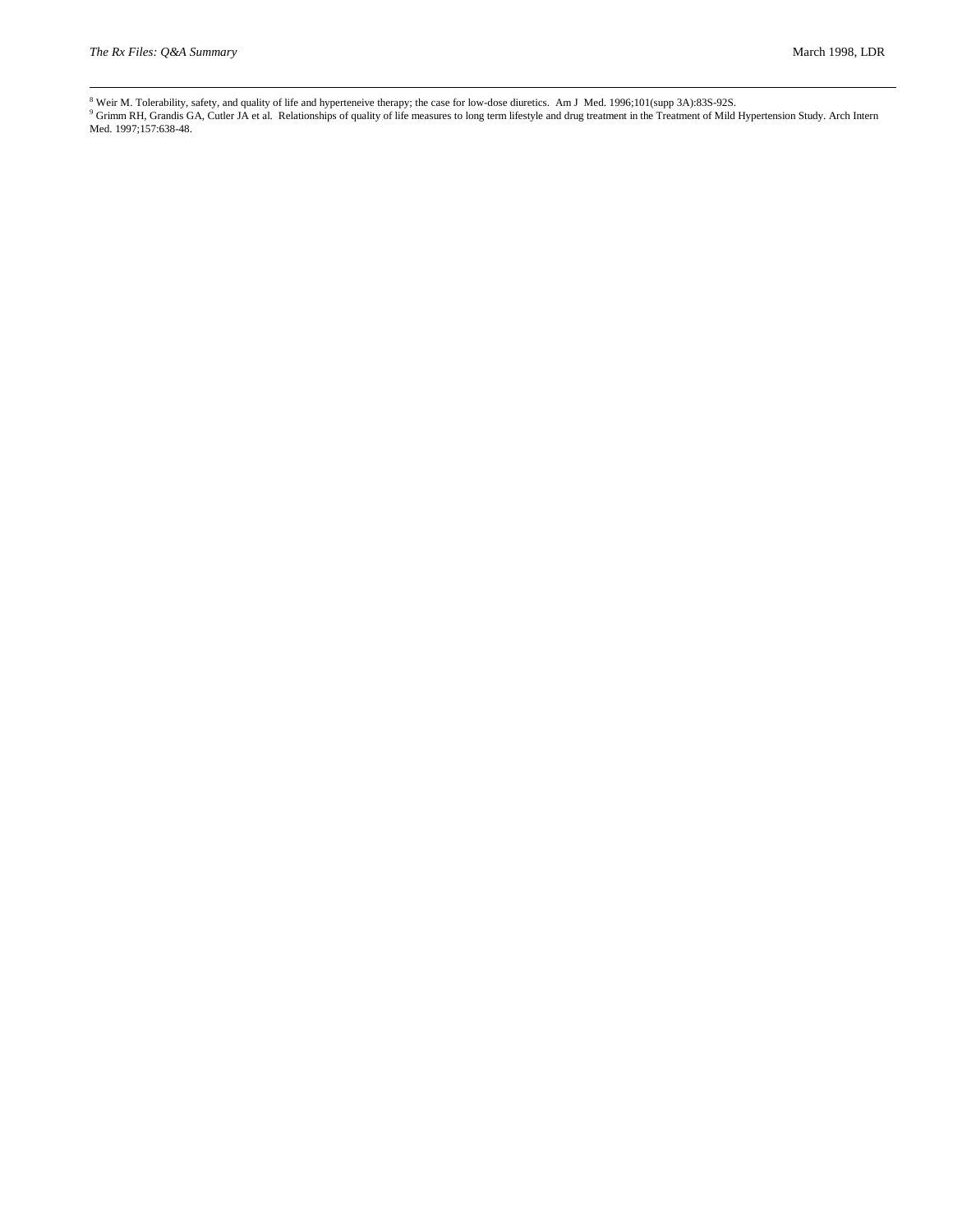[8] Weir M. Tolerability, safety, and quality of life and hyperteneive therapy; the case for low-dose diuretics. Am J Med. 1996;101(supp 3A):83S-92S.

[9] Grimm RH, Grandis GA, Cutler JA et al. Relationships of quality of life measures to long term lifestyle and drug treatment in the Treatment of Mild Hypertension Study. Arch Intern Med. 1997;157:638-48.